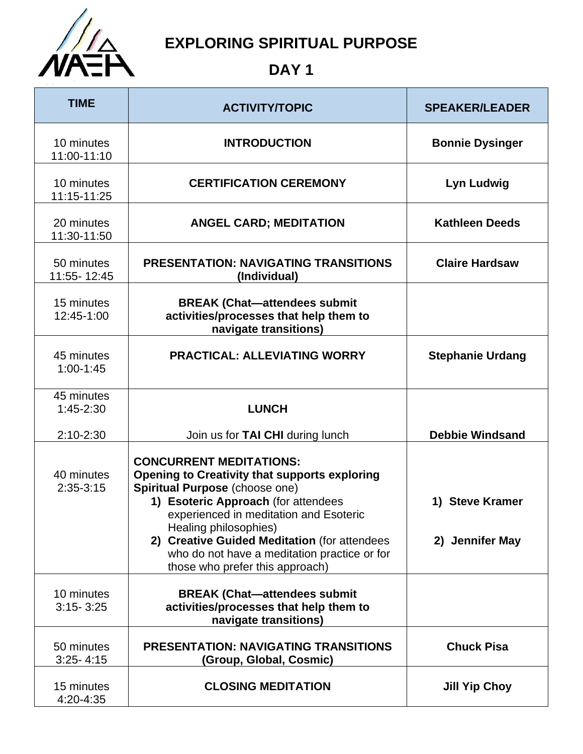# EXPLORING SPIRITUAL PURPOSE

## DAY 1

| TIME | ACTIVITY/TOPIC | SPEAKER/LEADER |
|---|---|---|
| 10 minutes 11:00-11:10 | **INTRODUCTION** | **Bonnie Dysinger** |
| 10 minutes 11:15-11:25 | **CERTIFICATION CEREMONY** | **Lyn Ludwig** |
| 20 minutes 11:30-11:50 | **ANGEL CARD; MEDITATION** | **Kathleen Deeds** |
| 50 minutes 11:55- 12:45 | **PRESENTATION: NAVIGATING TRANSITIONS (Individual)** | **Claire Hardsaw** |
| 15 minutes 12:45-1:00 | **BREAK (Chat—attendees submit activities/processes that help them to navigate transitions)** | |
| 45 minutes 1:00-1:45 | **PRACTICAL: ALLEVIATING WORRY** | **Stephanie Urdang** |
| 45 minutes 1:45-2:30<br><br>2:10-2:30 | **LUNCH**<br><br>Join us for **TAI CHI** during lunch | <br><br>**Debbie Windsand** |
| 40 minutes 2:35-3:15 | **CONCURRENT MEDITATIONS: Opening to Creativity that supports exploring Spiritual Purpose** (choose one)<br>1) **Esoteric Approach** (for attendees experienced in meditation and Esoteric Healing philosophies)<br>2) **Creative Guided Meditation** (for attendees who do not have a meditation practice or for those who prefer this approach) | 1) **Steve Kramer**<br><br>2) **Jennifer May** |
| 10 minutes 3:15- 3:25 | **BREAK (Chat—attendees submit activities/processes that help them to navigate transitions)** | |
| 50 minutes 3:25- 4:15 | **PRESENTATION: NAVIGATING TRANSITIONS (Group, Global, Cosmic)** | **Chuck Pisa** |
| 15 minutes 4:20-4:35 | **CLOSING MEDITATION** | **Jill Yip Choy** |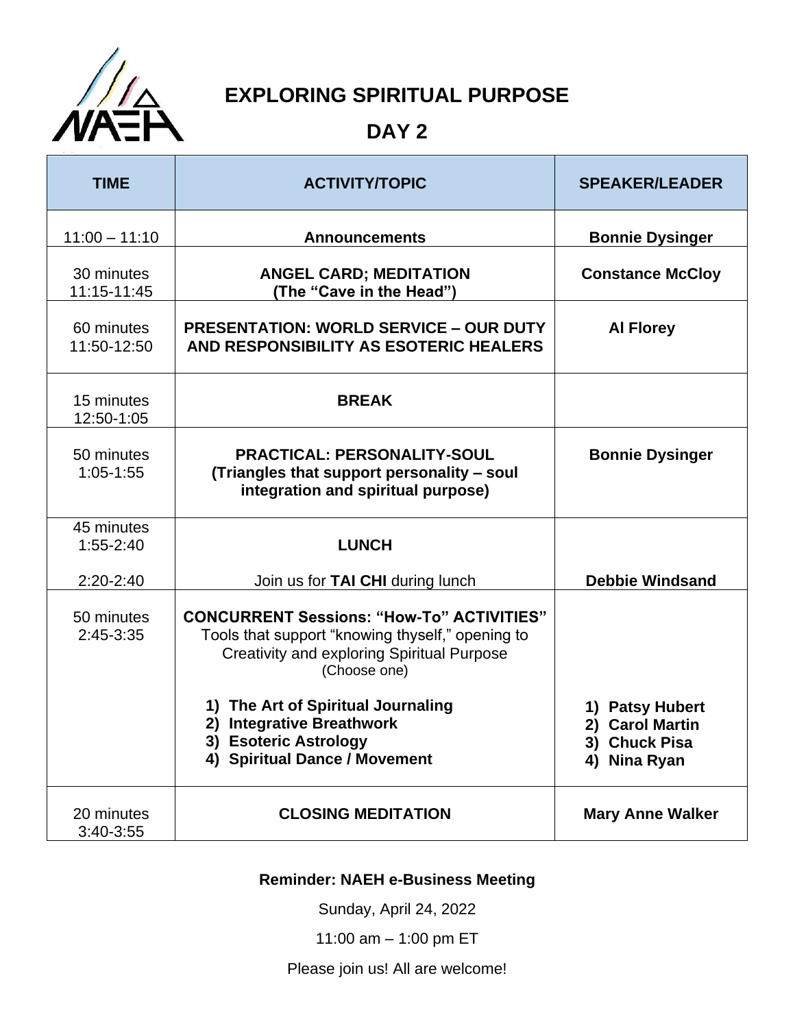# EXPLORING SPIRITUAL PURPOSE

## DAY 2

| TIME | ACTIVITY/TOPIC | SPEAKER/LEADER |
|---|---|---|
| 11:00 – 11:10 | **Announcements** | **Bonnie Dysinger** |
| 30 minutes 11:15-11:45 | **ANGEL CARD; MEDITATION (The "Cave in the Head")** | **Constance McCloy** |
| 60 minutes 11:50-12:50 | **PRESENTATION: WORLD SERVICE – OUR DUTY AND RESPONSIBILITY AS ESOTERIC HEALERS** | **Al Florey** |
| 15 minutes 12:50-1:05 | **BREAK** | |
| 50 minutes 1:05-1:55 | **PRACTICAL: PERSONALITY-SOUL (Triangles that support personality – soul integration and spiritual purpose)** | **Bonnie Dysinger** |
| 45 minutes 1:55-2:40<br><br>2:20-2:40 | **LUNCH**<br><br>Join us for **TAI CHI** during lunch | <br><br>**Debbie Windsand** |
| 50 minutes 2:45-3:35 | **CONCURRENT Sessions: "How-To" ACTIVITIES"** Tools that support "knowing thyself," opening to Creativity and exploring Spiritual Purpose (Choose one)<br><br>1) **The Art of Spiritual Journaling**<br>2) **Integrative Breathwork**<br>3) **Esoteric Astrology**<br>4) **Spiritual Dance / Movement** | <br><br>1) **Patsy Hubert**<br>2) **Carol Martin**<br>3) **Chuck Pisa**<br>4) **Nina Ryan** |
| 20 minutes 3:40-3:55 | **CLOSING MEDITATION** | **Mary Anne Walker** |

**Reminder: NAEH e-Business Meeting**

Sunday, April 24, 2022

11:00 am – 1:00 pm ET

Please join us! All are welcome!